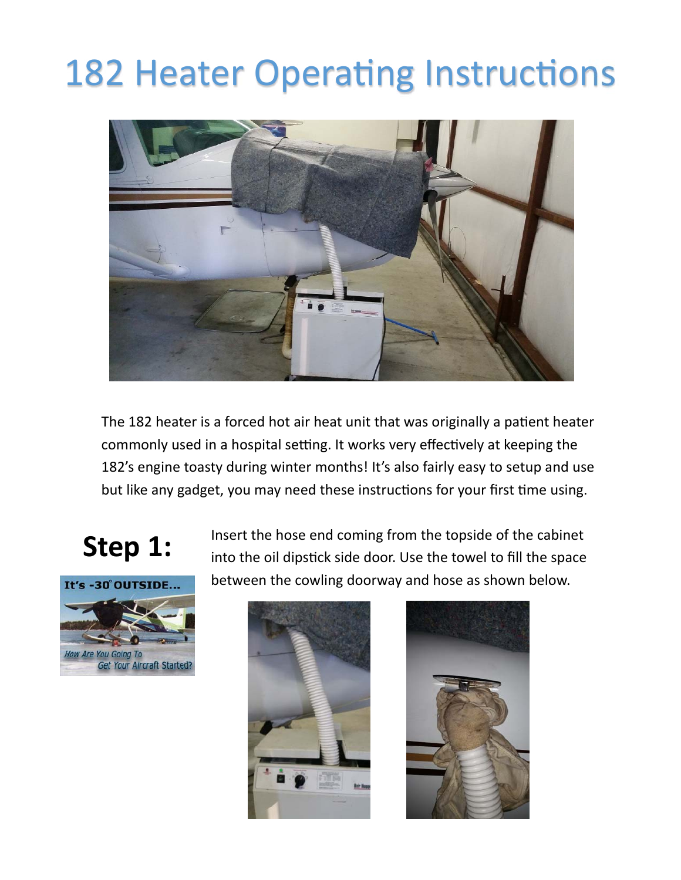# 182 Heater Operating Instructions

The 182 heater is a forced hot air heat unit that was originally a patient heater commonly used in a hospital setting. It works very effectively at keeping the 182's engine toasty during winter months! It's also fairly easy to setup and use but like any gadget, you may need these instructions for your first time using.

## Step 1:

Insert the hose end coming from the topside of the cabinet into the oil dipstick side door. Use the towel to fill the space between the cowling doorway and hose as shown below.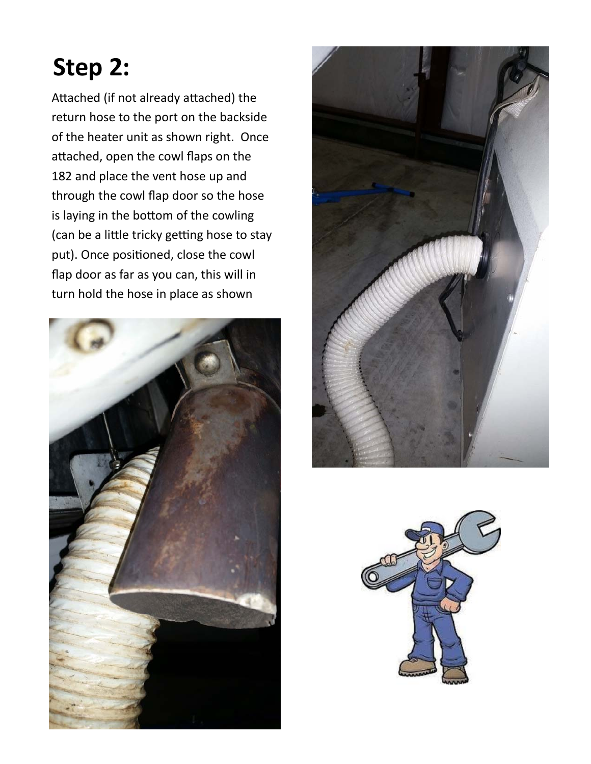# Step 2:

Attached (if not already attached) the return hose to the port on the backside of the heater unit as shown right. Once attached, open the cowl flaps on the 182 and place the vent hose up and through the cowl flap door so the hose is laying in the bottom of the cowling (can be a little tricky getting hose to stay put). Once positioned, close the cowl flap door as far as you can, this will in turn hold the hose in place as shown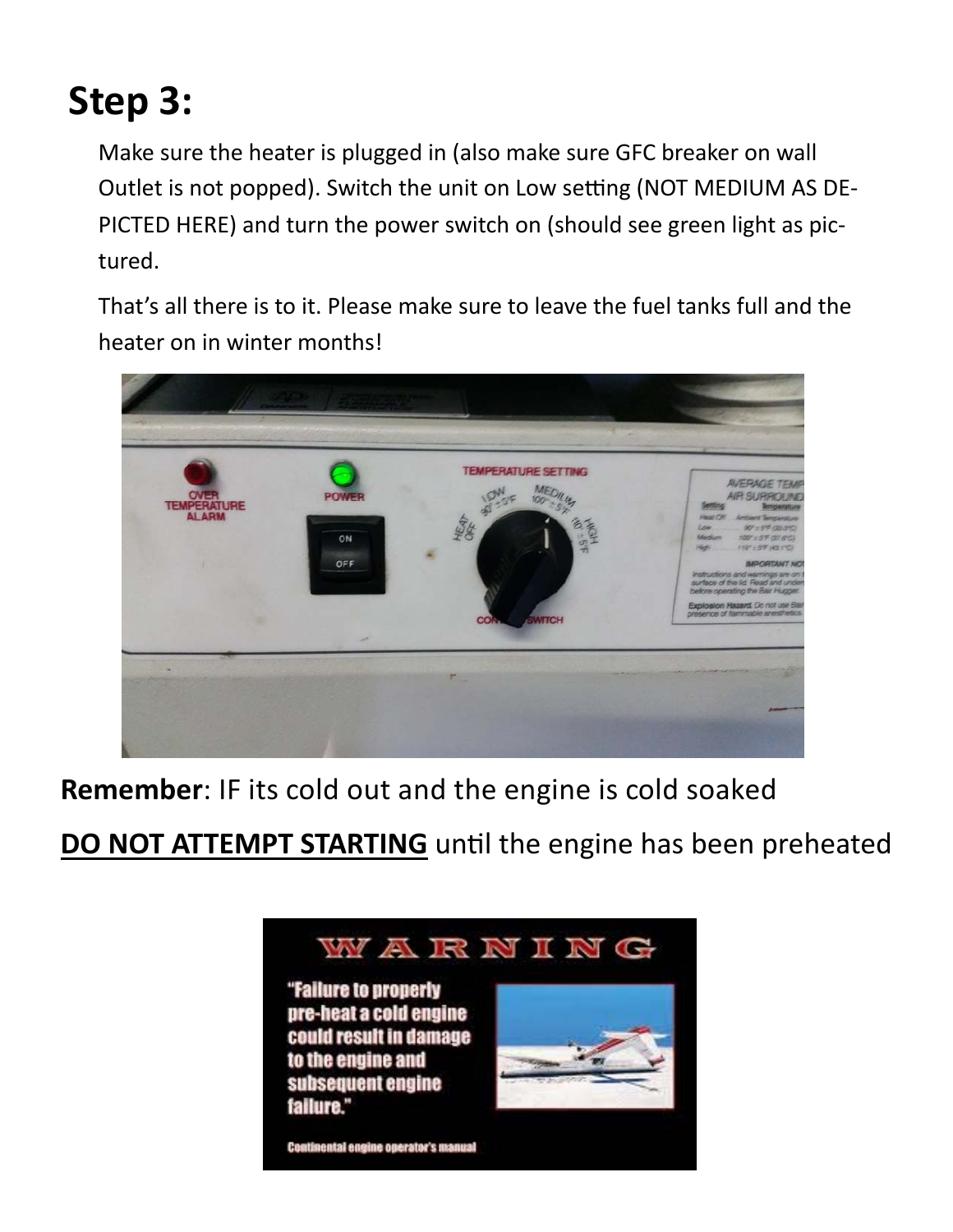# Step 3:

Make sure the heater is plugged in (also make sure GFC breaker on wall Outlet is not popped). Switch the unit on Low setting (NOT MEDIUM AS DEPICTED HERE) and turn the power switch on (should see green light as pictured.

That's all there is to it. Please make sure to leave the fuel tanks full and the heater on in winter months!

**Remember**: IF its cold out and the engine is cold soaked

**<u>DO NOT ATTEMPT STARTING</u>** until the engine has been preheated